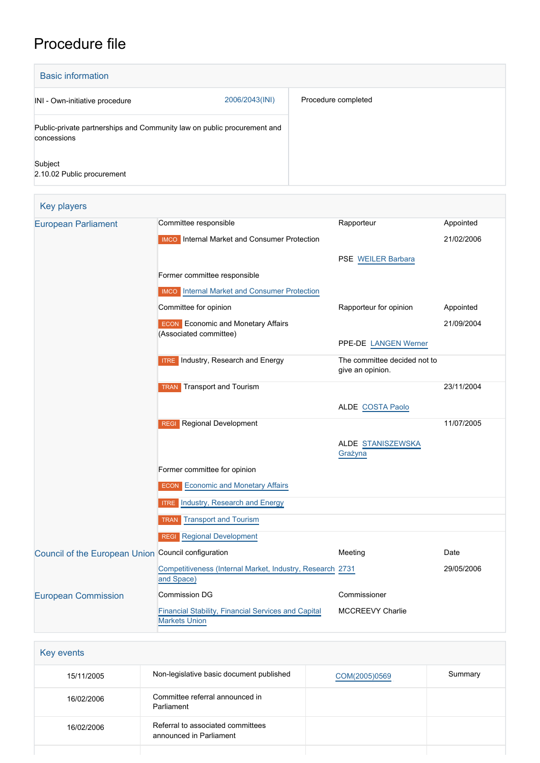# Procedure file

## Basic information

| | | |
|---|---|---|
| INI - Own-initiative procedure | 2006/2043(INI) | Procedure completed |
| Public-private partnerships and Community law on public procurement and concessions | | |
| Subject<br>2.10.02 Public procurement | | |

## Key players

| | | | |
|---|---|---|---|
| European Parliament | Committee responsible | Rapporteur | Appointed |
| | IMCO Internal Market and Consumer Protection | PSE WEILER Barbara | 21/02/2006 |
| | Former committee responsible | | |
| | IMCO Internal Market and Consumer Protection | | |
| | Committee for opinion | Rapporteur for opinion | Appointed |
| | ECON Economic and Monetary Affairs (Associated committee) | PPE-DE LANGEN Werner | 21/09/2004 |
| | ITRE Industry, Research and Energy | The committee decided not to give an opinion. | |
| | TRAN Transport and Tourism | ALDE COSTA Paolo | 23/11/2004 |
| | REGI Regional Development | ALDE STANISZEWSKA Grażyna | 11/07/2005 |
| | Former committee for opinion | | |
| | ECON Economic and Monetary Affairs | | |
| | ITRE Industry, Research and Energy | | |
| | TRAN Transport and Tourism | | |
| | REGI Regional Development | | |
| Council of the European Union | Council configuration | Meeting | Date |
| | Competitiveness (Internal Market, Industry, Research and Space) | 2731 | 29/05/2006 |
| European Commission | Commission DG | Commissioner | |
| | Financial Stability, Financial Services and Capital Markets Union | MCCREEVY Charlie | |

## Key events

| | | | |
|---|---|---|---|
| 15/11/2005 | Non-legislative basic document published | COM(2005)0569 | Summary |
| 16/02/2006 | Committee referral announced in Parliament | | |
| 16/02/2006 | Referral to associated committees announced in Parliament | | |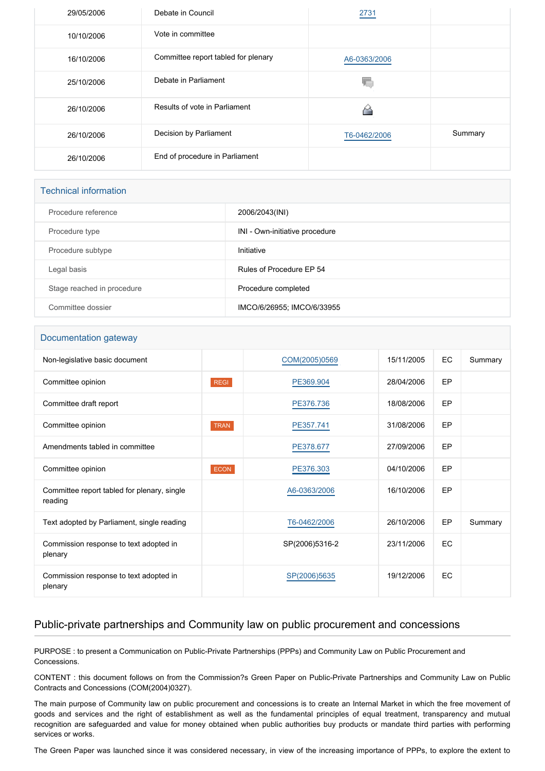| | | | |
|---|---|---|---|
| 29/05/2006 | Debate in Council | 2731 | |
| 10/10/2006 | Vote in committee | | |
| 16/10/2006 | Committee report tabled for plenary | A6-0363/2006 | |
| 25/10/2006 | Debate in Parliament | | |
| 26/10/2006 | Results of vote in Parliament | | |
| 26/10/2006 | Decision by Parliament | T6-0462/2006 | Summary |
| 26/10/2006 | End of procedure in Parliament | | |

## Technical information

| | |
|---|---|
| Procedure reference | 2006/2043(INI) |
| Procedure type | INI - Own-initiative procedure |
| Procedure subtype | Initiative |
| Legal basis | Rules of Procedure EP 54 |
| Stage reached in procedure | Procedure completed |
| Committee dossier | IMCO/6/26955; IMCO/6/33955 |

## Documentation gateway

| | | | | | |
|---|---|---|---|---|---|
| Non-legislative basic document | | COM(2005)0569 | 15/11/2005 | EC | Summary |
| Committee opinion | REGI | PE369.904 | 28/04/2006 | EP | |
| Committee draft report | | PE376.736 | 18/08/2006 | EP | |
| Committee opinion | TRAN | PE357.741 | 31/08/2006 | EP | |
| Amendments tabled in committee | | PE378.677 | 27/09/2006 | EP | |
| Committee opinion | ECON | PE376.303 | 04/10/2006 | EP | |
| Committee report tabled for plenary, single reading | | A6-0363/2006 | 16/10/2006 | EP | |
| Text adopted by Parliament, single reading | | T6-0462/2006 | 26/10/2006 | EP | Summary |
| Commission response to text adopted in plenary | | SP(2006)5316-2 | 23/11/2006 | EC | |
| Commission response to text adopted in plenary | | SP(2006)5635 | 19/12/2006 | EC | |

## Public-private partnerships and Community law on public procurement and concessions

PURPOSE : to present a Communication on Public-Private Partnerships (PPPs) and Community Law on Public Procurement and Concessions.

CONTENT : this document follows on from the Commission?s Green Paper on Public-Private Partnerships and Community Law on Public Contracts and Concessions (COM(2004)0327).

The main purpose of Community law on public procurement and concessions is to create an Internal Market in which the free movement of goods and services and the right of establishment as well as the fundamental principles of equal treatment, transparency and mutual recognition are safeguarded and value for money obtained when public authorities buy products or mandate third parties with performing services or works.

The Green Paper was launched since it was considered necessary, in view of the increasing importance of PPPs, to explore the extent to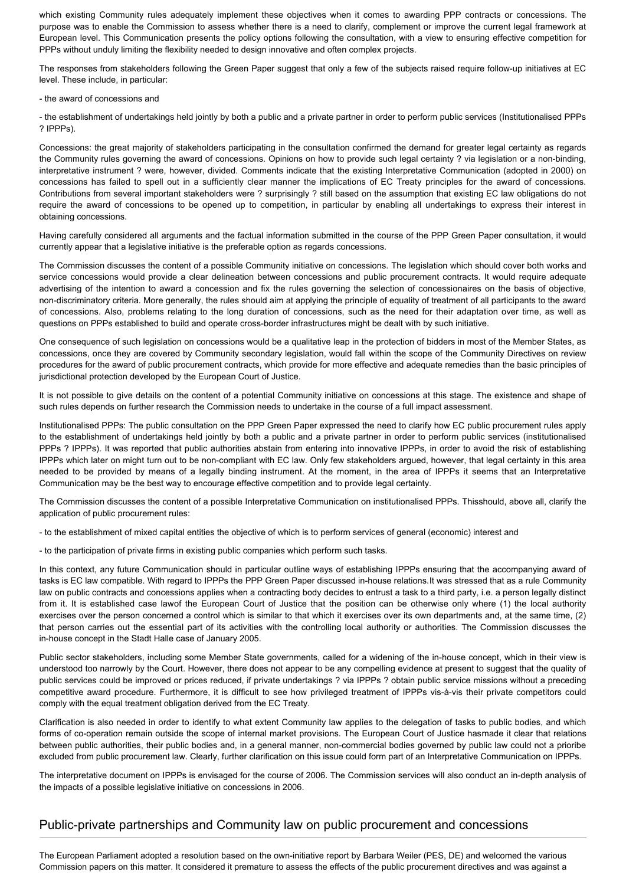which existing Community rules adequately implement these objectives when it comes to awarding PPP contracts or concessions. The purpose was to enable the Commission to assess whether there is a need to clarify, complement or improve the current legal framework at European level. This Communication presents the policy options following the consultation, with a view to ensuring effective competition for PPPs without unduly limiting the flexibility needed to design innovative and often complex projects.

The responses from stakeholders following the Green Paper suggest that only a few of the subjects raised require follow-up initiatives at EC level. These include, in particular:

- the award of concessions and

- the establishment of undertakings held jointly by both a public and a private partner in order to perform public services (Institutionalised PPPs ? IPPPs).

Concessions: the great majority of stakeholders participating in the consultation confirmed the demand for greater legal certainty as regards the Community rules governing the award of concessions. Opinions on how to provide such legal certainty ? via legislation or a non-binding, interpretative instrument ? were, however, divided. Comments indicate that the existing Interpretative Communication (adopted in 2000) on concessions has failed to spell out in a sufficiently clear manner the implications of EC Treaty principles for the award of concessions. Contributions from several important stakeholders were ? surprisingly ? still based on the assumption that existing EC law obligations do not require the award of concessions to be opened up to competition, in particular by enabling all undertakings to express their interest in obtaining concessions.

Having carefully considered all arguments and the factual information submitted in the course of the PPP Green Paper consultation, it would currently appear that a legislative initiative is the preferable option as regards concessions.

The Commission discusses the content of a possible Community initiative on concessions. The legislation which should cover both works and service concessions would provide a clear delineation between concessions and public procurement contracts. It would require adequate advertising of the intention to award a concession and fix the rules governing the selection of concessionaires on the basis of objective, non-discriminatory criteria. More generally, the rules should aim at applying the principle of equality of treatment of all participants to the award of concessions. Also, problems relating to the long duration of concessions, such as the need for their adaptation over time, as well as questions on PPPs established to build and operate cross-border infrastructures might be dealt with by such initiative.

One consequence of such legislation on concessions would be a qualitative leap in the protection of bidders in most of the Member States, as concessions, once they are covered by Community secondary legislation, would fall within the scope of the Community Directives on review procedures for the award of public procurement contracts, which provide for more effective and adequate remedies than the basic principles of jurisdictional protection developed by the European Court of Justice.

It is not possible to give details on the content of a potential Community initiative on concessions at this stage. The existence and shape of such rules depends on further research the Commission needs to undertake in the course of a full impact assessment.

Institutionalised PPPs: The public consultation on the PPP Green Paper expressed the need to clarify how EC public procurement rules apply to the establishment of undertakings held jointly by both a public and a private partner in order to perform public services (institutionalised PPPs ? IPPPs). It was reported that public authorities abstain from entering into innovative IPPPs, in order to avoid the risk of establishing IPPPs which later on might turn out to be non-compliant with EC law. Only few stakeholders argued, however, that legal certainty in this area needed to be provided by means of a legally binding instrument. At the moment, in the area of IPPPs it seems that an Interpretative Communication may be the best way to encourage effective competition and to provide legal certainty.

The Commission discusses the content of a possible Interpretative Communication on institutionalised PPPs. Thisshould, above all, clarify the application of public procurement rules:

- to the establishment of mixed capital entities the objective of which is to perform services of general (economic) interest and

- to the participation of private firms in existing public companies which perform such tasks.

In this context, any future Communication should in particular outline ways of establishing IPPPs ensuring that the accompanying award of tasks is EC law compatible. With regard to IPPPs the PPP Green Paper discussed in-house relations.It was stressed that as a rule Community law on public contracts and concessions applies when a contracting body decides to entrust a task to a third party, i.e. a person legally distinct from it. It is established case lawof the European Court of Justice that the position can be otherwise only where (1) the local authority exercises over the person concerned a control which is similar to that which it exercises over its own departments and, at the same time, (2) that person carries out the essential part of its activities with the controlling local authority or authorities. The Commission discusses the in-house concept in the Stadt Halle case of January 2005.

Public sector stakeholders, including some Member State governments, called for a widening of the in-house concept, which in their view is understood too narrowly by the Court. However, there does not appear to be any compelling evidence at present to suggest that the quality of public services could be improved or prices reduced, if private undertakings ? via IPPPs ? obtain public service missions without a preceding competitive award procedure. Furthermore, it is difficult to see how privileged treatment of IPPPs vis-à-vis their private competitors could comply with the equal treatment obligation derived from the EC Treaty.

Clarification is also needed in order to identify to what extent Community law applies to the delegation of tasks to public bodies, and which forms of co-operation remain outside the scope of internal market provisions. The European Court of Justice hasmade it clear that relations between public authorities, their public bodies and, in a general manner, non-commercial bodies governed by public law could not a prioribe excluded from public procurement law. Clearly, further clarification on this issue could form part of an Interpretative Communication on IPPPs.

The interpretative document on IPPPs is envisaged for the course of 2006. The Commission services will also conduct an in-depth analysis of the impacts of a possible legislative initiative on concessions in 2006.

## Public-private partnerships and Community law on public procurement and concessions

The European Parliament adopted a resolution based on the own-initiative report by Barbara Weiler (PES, DE) and welcomed the various Commission papers on this matter. It considered it premature to assess the effects of the public procurement directives and was against a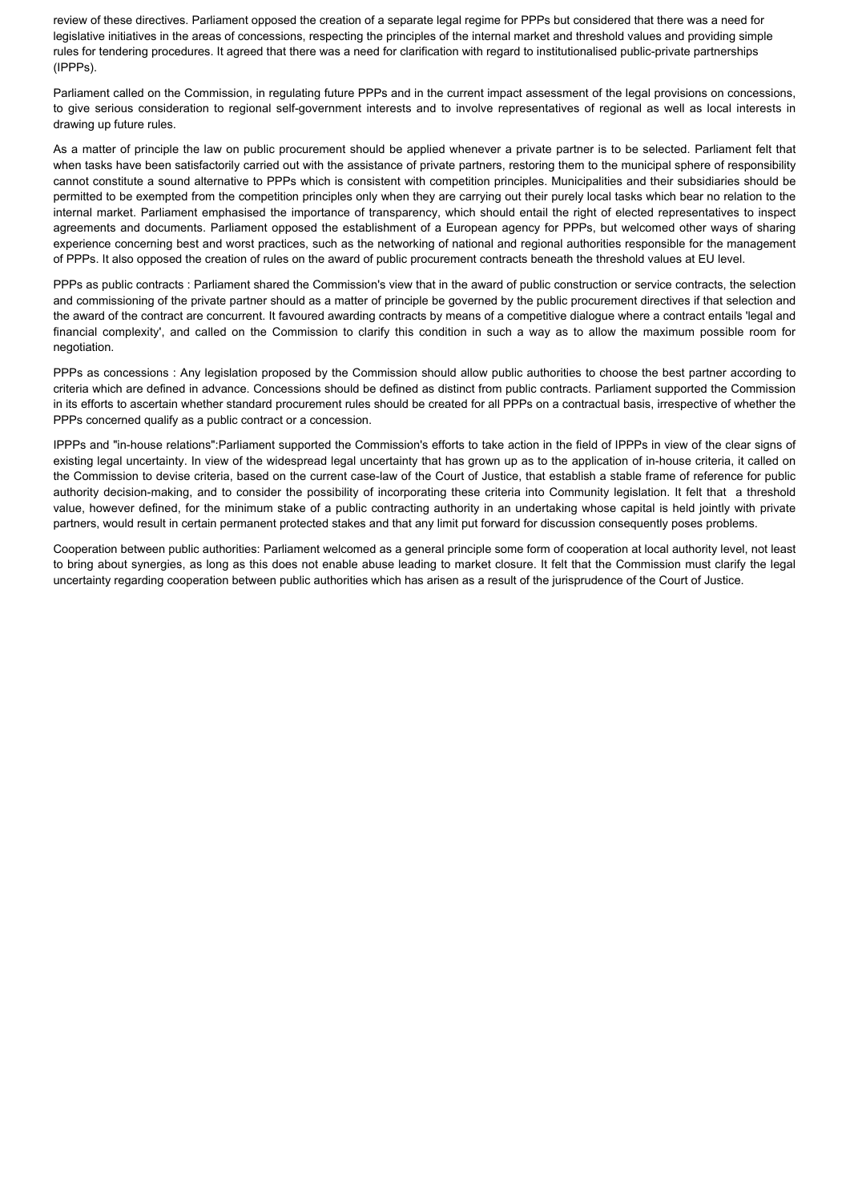review of these directives. Parliament opposed the creation of a separate legal regime for PPPs but considered that there was a need for legislative initiatives in the areas of concessions, respecting the principles of the internal market and threshold values and providing simple rules for tendering procedures. It agreed that there was a need for clarification with regard to institutionalised public-private partnerships (IPPPs).

Parliament called on the Commission, in regulating future PPPs and in the current impact assessment of the legal provisions on concessions, to give serious consideration to regional self-government interests and to involve representatives of regional as well as local interests in drawing up future rules.

As a matter of principle the law on public procurement should be applied whenever a private partner is to be selected. Parliament felt that when tasks have been satisfactorily carried out with the assistance of private partners, restoring them to the municipal sphere of responsibility cannot constitute a sound alternative to PPPs which is consistent with competition principles. Municipalities and their subsidiaries should be permitted to be exempted from the competition principles only when they are carrying out their purely local tasks which bear no relation to the internal market. Parliament emphasised the importance of transparency, which should entail the right of elected representatives to inspect agreements and documents. Parliament opposed the establishment of a European agency for PPPs, but welcomed other ways of sharing experience concerning best and worst practices, such as the networking of national and regional authorities responsible for the management of PPPs. It also opposed the creation of rules on the award of public procurement contracts beneath the threshold values at EU level.

PPPs as public contracts : Parliament shared the Commission's view that in the award of public construction or service contracts, the selection and commissioning of the private partner should as a matter of principle be governed by the public procurement directives if that selection and the award of the contract are concurrent. It favoured awarding contracts by means of a competitive dialogue where a contract entails 'legal and financial complexity', and called on the Commission to clarify this condition in such a way as to allow the maximum possible room for negotiation.

PPPs as concessions : Any legislation proposed by the Commission should allow public authorities to choose the best partner according to criteria which are defined in advance. Concessions should be defined as distinct from public contracts. Parliament supported the Commission in its efforts to ascertain whether standard procurement rules should be created for all PPPs on a contractual basis, irrespective of whether the PPPs concerned qualify as a public contract or a concession.

IPPPs and "in-house relations":Parliament supported the Commission's efforts to take action in the field of IPPPs in view of the clear signs of existing legal uncertainty. In view of the widespread legal uncertainty that has grown up as to the application of in-house criteria, it called on the Commission to devise criteria, based on the current case-law of the Court of Justice, that establish a stable frame of reference for public authority decision-making, and to consider the possibility of incorporating these criteria into Community legislation. It felt that a threshold value, however defined, for the minimum stake of a public contracting authority in an undertaking whose capital is held jointly with private partners, would result in certain permanent protected stakes and that any limit put forward for discussion consequently poses problems.

Cooperation between public authorities: Parliament welcomed as a general principle some form of cooperation at local authority level, not least to bring about synergies, as long as this does not enable abuse leading to market closure. It felt that the Commission must clarify the legal uncertainty regarding cooperation between public authorities which has arisen as a result of the jurisprudence of the Court of Justice.